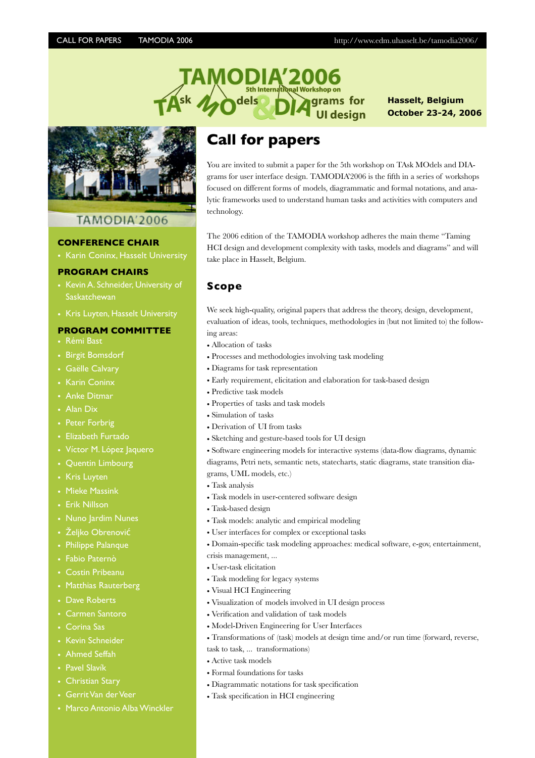# TAMODIA'2006

5th International Workshop on TAsk MOdels & DIAgrams for UI design

**Hasselt, Belgium**
**October 23-24, 2006**

### CONFERENCE CHAIR

- Karin Coninx, Hasselt University

### PROGRAM CHAIRS

- Kevin A. Schneider, University of Saskatchewan
- Kris Luyten, Hasselt University

### PROGRAM COMMITTEE

- Rémi Bast
- Birgit Bomsdorf
- Gaëlle Calvary
- Karin Coninx
- Anke Ditmar
- Alan Dix
- Peter Forbrig
- Elizabeth Furtado
- Víctor M. López Jaquero
- Quentin Limbourg
- Kris Luyten
- Mieke Massink
- Erik Nillson
- Nuno Jardim Nunes
- Željko Obrenović
- Philippe Palanque
- Fabio Paternò
- Costin Pribeanu
- Matthias Rauterberg
- Dave Roberts
- Carmen Santoro
- Corina Sas
- Kevin Schneider
- Ahmed Seffah
- Pavel Slavík
- Christian Stary
- Gerrit Van der Veer
- Marco Antonio Alba Winckler

## Call for papers

You are invited to submit a paper for the 5th workshop on TAsk MOdels and DIAgrams for user interface design. TAMODIA'2006 is the fifth in a series of workshops focused on different forms of models, diagrammatic and formal notations, and analytic frameworks used to understand human tasks and activities with computers and technology.

The 2006 edition of the TAMODIA workshop adheres the main theme "Taming HCI design and development complexity with tasks, models and diagrams" and will take place in Hasselt, Belgium.

### Scope

We seek high-quality, original papers that address the theory, design, development, evaluation of ideas, tools, techniques, methodologies in (but not limited to) the following areas:

- Allocation of tasks
- Processes and methodologies involving task modeling
- Diagrams for task representation
- Early requirement, elicitation and elaboration for task-based design
- Predictive task models
- Properties of tasks and task models
- Simulation of tasks
- Derivation of UI from tasks
- Sketching and gesture-based tools for UI design
- Software engineering models for interactive systems (data-flow diagrams, dynamic diagrams, Petri nets, semantic nets, statecharts, static diagrams, state transition diagrams, UML models, etc.)
- Task analysis
- Task models in user-centered software design
- Task-based design
- Task models: analytic and empirical modeling
- User interfaces for complex or exceptional tasks
- Domain-specific task modeling approaches: medical software, e-gov, entertainment, crisis management, ...
- User-task elicitation
- Task modeling for legacy systems
- Visual HCI Engineering
- Visualization of models involved in UI design process
- Verification and validation of task models
- Model-Driven Engineering for User Interfaces
- Transformations of (task) models at design time and/or run time (forward, reverse, task to task, ... transformations)
- Active task models
- Formal foundations for tasks
- Diagrammatic notations for task specification
- Task specification in HCI engineering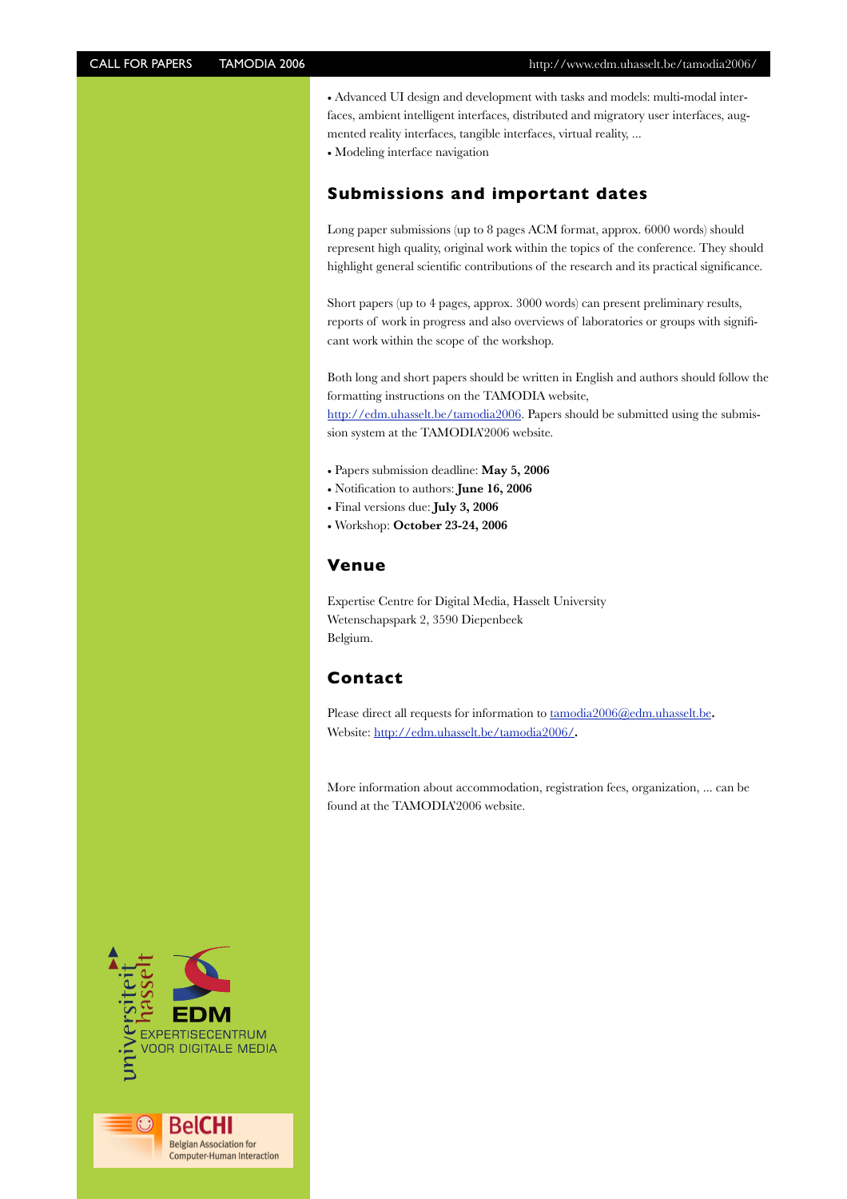- Advanced UI design and development with tasks and models: multi-modal interfaces, ambient intelligent interfaces, distributed and migratory user interfaces, augmented reality interfaces, tangible interfaces, virtual reality, ...
- Modeling interface navigation

## Submissions and important dates

Long paper submissions (up to 8 pages ACM format, approx. 6000 words) should represent high quality, original work within the topics of the conference. They should highlight general scientific contributions of the research and its practical significance.

Short papers (up to 4 pages, approx. 3000 words) can present preliminary results, reports of work in progress and also overviews of laboratories or groups with significant work within the scope of the workshop.

Both long and short papers should be written in English and authors should follow the formatting instructions on the TAMODIA website, http://edm.uhasselt.be/tamodia2006. Papers should be submitted using the submission system at the TAMODIA'2006 website.

- Papers submission deadline: **May 5, 2006**
- Notification to authors: **June 16, 2006**
- Final versions due: **July 3, 2006**
- Workshop: **October 23-24, 2006**

## Venue

Expertise Centre for Digital Media, Hasselt University
Wetenschapspark 2, 3590 Diepenbeek
Belgium.

## Contact

Please direct all requests for information to tamodia2006@edm.uhasselt.be.
Website: http://edm.uhasselt.be/tamodia2006/.

More information about accommodation, registration fees, organization, ... can be found at the TAMODIA'2006 website.